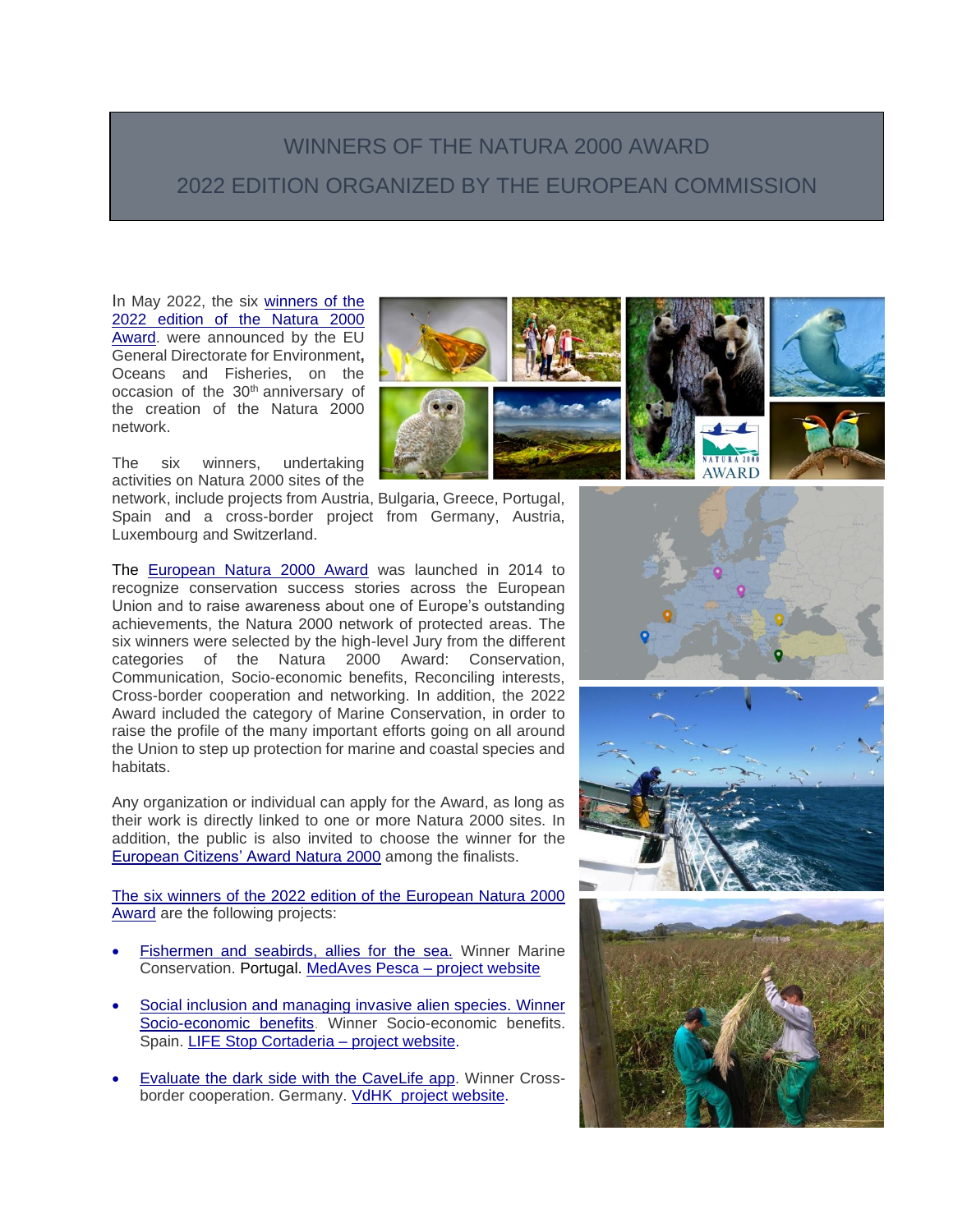# WINNERS OF THE NATURA 2000 AWARD

# 2022 EDITION ORGANIZED BY THE EUROPEAN COMMISSION

In May 2022, the six winners of the 2022 edition of the Natura 2000 Award. were announced by the EU General Directorate for Environment, Oceans and Fisheries, on the occasion of the 30th anniversary of the creation of the Natura 2000 network.

The six winners, undertaking activities on Natura 2000 sites of the network, include projects from Austria, Bulgaria, Greece, Portugal, Spain and a cross-border project from Germany, Austria, Luxembourg and Switzerland.

The European Natura 2000 Award was launched in 2014 to recognize conservation success stories across the European Union and to raise awareness about one of Europe's outstanding achievements, the Natura 2000 network of protected areas. The six winners were selected by the high-level Jury from the different categories of the Natura 2000 Award: Conservation, Communication, Socio-economic benefits, Reconciling interests, Cross-border cooperation and networking. In addition, the 2022 Award included the category of Marine Conservation, in order to raise the profile of the many important efforts going on all around the Union to step up protection for marine and coastal species and habitats.

Any organization or individual can apply for the Award, as long as their work is directly linked to one or more Natura 2000 sites. In addition, the public is also invited to choose the winner for the European Citizens' Award Natura 2000 among the finalists.

The six winners of the 2022 edition of the European Natura 2000 Award are the following projects:

- Fishermen and seabirds, allies for the sea. Winner Marine Conservation. Portugal. MedAves Pesca – project website
- Social inclusion and managing invasive alien species. Winner Socio-economic benefits. Winner Socio-economic benefits. Spain. LIFE Stop Cortaderia – project website.
- Evaluate the dark side with the CaveLife app. Winner Cross-border cooperation. Germany. VdHK project website.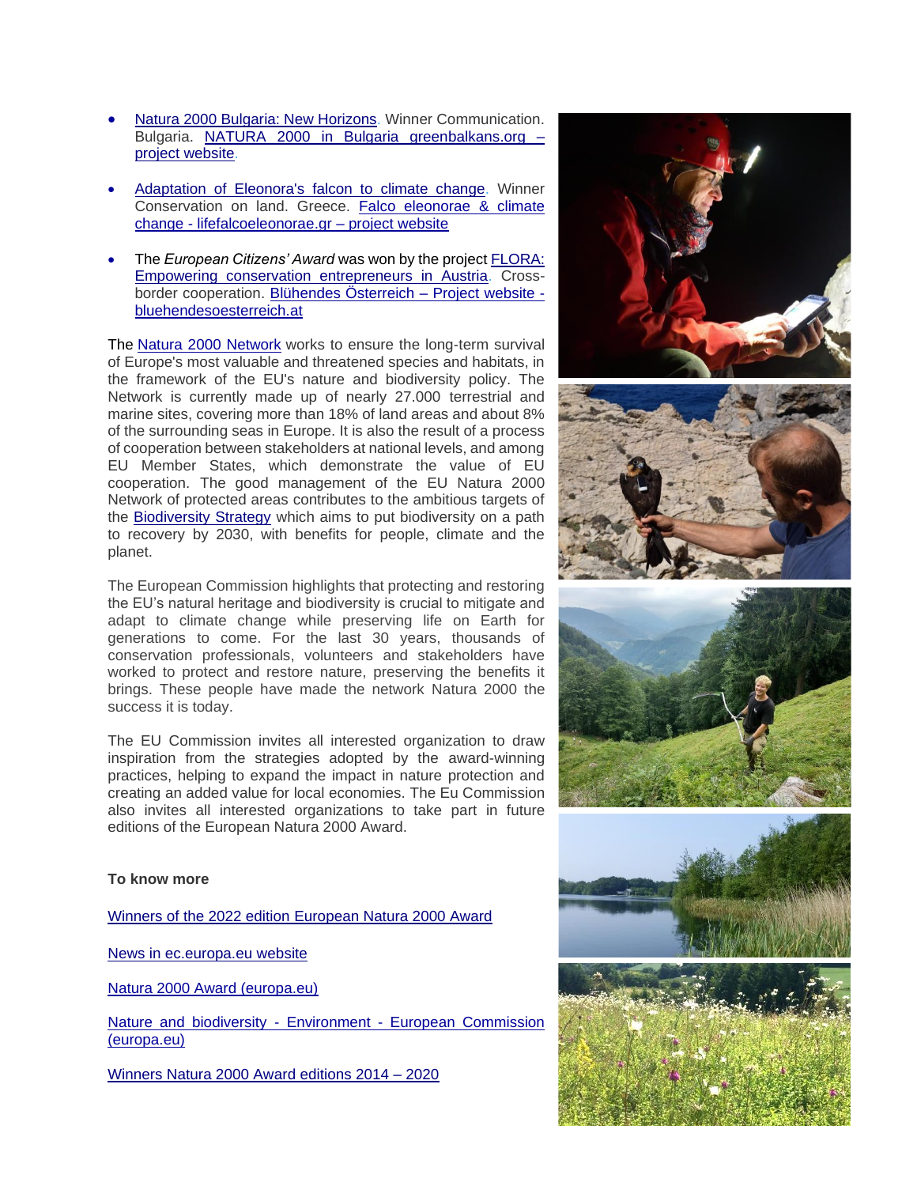- Natura 2000 Bulgaria: New Horizons. Winner Communication. Bulgaria. NATURA 2000 in Bulgaria greenbalkans.org – project website.
- Adaptation of Eleonora's falcon to climate change. Winner Conservation on land. Greece. Falco eleonorae & climate change - lifefalcoeleonorae.gr – project website
- The *European Citizens' Award* was won by the project FLORA: Empowering conservation entrepreneurs in Austria. Cross-border cooperation. Blühendes Österreich – Project website - bluehendesoesterreich.at

The Natura 2000 Network works to ensure the long-term survival of Europe's most valuable and threatened species and habitats, in the framework of the EU's nature and biodiversity policy. The Network is currently made up of nearly 27.000 terrestrial and marine sites, covering more than 18% of land areas and about 8% of the surrounding seas in Europe. It is also the result of a process of cooperation between stakeholders at national levels, and among EU Member States, which demonstrate the value of EU cooperation. The good management of the EU Natura 2000 Network of protected areas contributes to the ambitious targets of the Biodiversity Strategy which aims to put biodiversity on a path to recovery by 2030, with benefits for people, climate and the planet.

The European Commission highlights that protecting and restoring the EU's natural heritage and biodiversity is crucial to mitigate and adapt to climate change while preserving life on Earth for generations to come. For the last 30 years, thousands of conservation professionals, volunteers and stakeholders have worked to protect and restore nature, preserving the benefits it brings. These people have made the network Natura 2000 the success it is today.

The EU Commission invites all interested organization to draw inspiration from the strategies adopted by the award-winning practices, helping to expand the impact in nature protection and creating an added value for local economies. The Eu Commission also invites all interested organizations to take part in future editions of the European Natura 2000 Award.

**To know more**

Winners of the 2022 edition European Natura 2000 Award

News in ec.europa.eu website

Natura 2000 Award (europa.eu)

Nature and biodiversity - Environment - European Commission (europa.eu)

Winners Natura 2000 Award editions 2014 – 2020